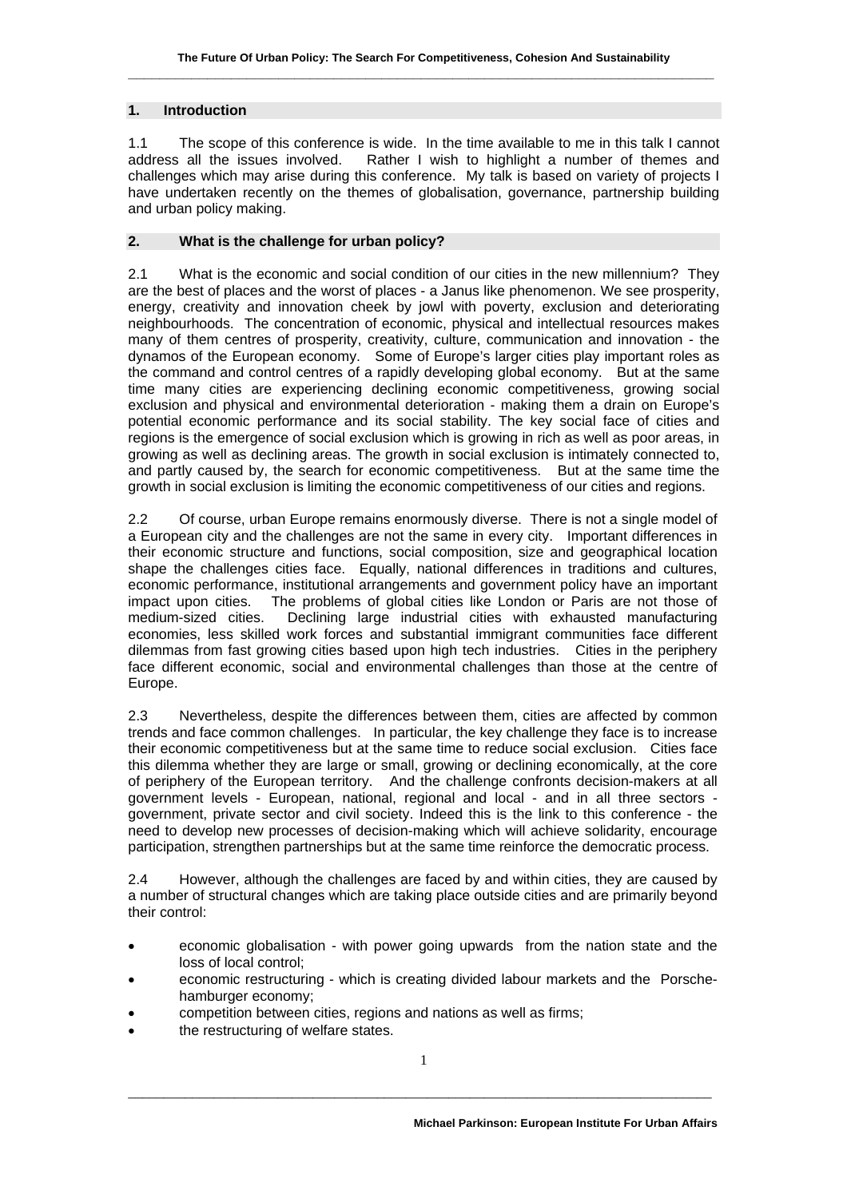## 1. Introduction

1.1 The scope of this conference is wide. In the time available to me in this talk I cannot address all the issues involved. Rather I wish to highlight a number of themes and challenges which may arise during this conference. My talk is based on variety of projects I have undertaken recently on the themes of globalisation, governance, partnership building and urban policy making.

## 2. What is the challenge for urban policy?

2.1 What is the economic and social condition of our cities in the new millennium? They are the best of places and the worst of places - a Janus like phenomenon. We see prosperity, energy, creativity and innovation cheek by jowl with poverty, exclusion and deteriorating neighbourhoods. The concentration of economic, physical and intellectual resources makes many of them centres of prosperity, creativity, culture, communication and innovation - the dynamos of the European economy. Some of Europe's larger cities play important roles as the command and control centres of a rapidly developing global economy. But at the same time many cities are experiencing declining economic competitiveness, growing social exclusion and physical and environmental deterioration - making them a drain on Europe's potential economic performance and its social stability. The key social face of cities and regions is the emergence of social exclusion which is growing in rich as well as poor areas, in growing as well as declining areas. The growth in social exclusion is intimately connected to, and partly caused by, the search for economic competitiveness. But at the same time the growth in social exclusion is limiting the economic competitiveness of our cities and regions.

2.2 Of course, urban Europe remains enormously diverse. There is not a single model of a European city and the challenges are not the same in every city. Important differences in their economic structure and functions, social composition, size and geographical location shape the challenges cities face. Equally, national differences in traditions and cultures, economic performance, institutional arrangements and government policy have an important impact upon cities. The problems of global cities like London or Paris are not those of medium-sized cities. Declining large industrial cities with exhausted manufacturing economies, less skilled work forces and substantial immigrant communities face different dilemmas from fast growing cities based upon high tech industries. Cities in the periphery face different economic, social and environmental challenges than those at the centre of Europe.

2.3 Nevertheless, despite the differences between them, cities are affected by common trends and face common challenges. In particular, the key challenge they face is to increase their economic competitiveness but at the same time to reduce social exclusion. Cities face this dilemma whether they are large or small, growing or declining economically, at the core of periphery of the European territory. And the challenge confronts decision-makers at all government levels - European, national, regional and local - and in all three sectors - government, private sector and civil society. Indeed this is the link to this conference - the need to develop new processes of decision-making which will achieve solidarity, encourage participation, strengthen partnerships but at the same time reinforce the democratic process.

2.4 However, although the challenges are faced by and within cities, they are caused by a number of structural changes which are taking place outside cities and are primarily beyond their control:

- economic globalisation - with power going upwards from the nation state and the loss of local control;
- economic restructuring - which is creating divided labour markets and the Porsche-hamburger economy;
- competition between cities, regions and nations as well as firms;
- the restructuring of welfare states.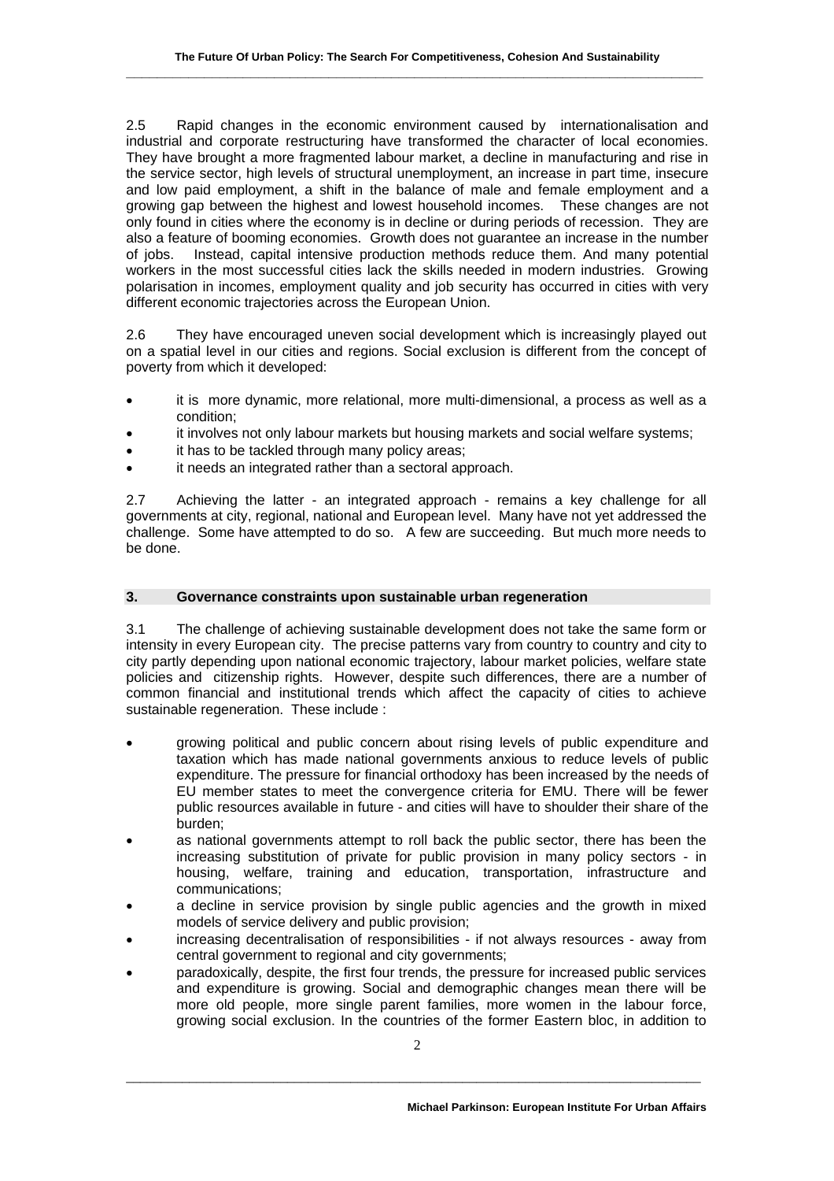2.5 Rapid changes in the economic environment caused by internationalisation and industrial and corporate restructuring have transformed the character of local economies. They have brought a more fragmented labour market, a decline in manufacturing and rise in the service sector, high levels of structural unemployment, an increase in part time, insecure and low paid employment, a shift in the balance of male and female employment and a growing gap between the highest and lowest household incomes. These changes are not only found in cities where the economy is in decline or during periods of recession. They are also a feature of booming economies. Growth does not guarantee an increase in the number of jobs. Instead, capital intensive production methods reduce them. And many potential workers in the most successful cities lack the skills needed in modern industries. Growing polarisation in incomes, employment quality and job security has occurred in cities with very different economic trajectories across the European Union.

2.6 They have encouraged uneven social development which is increasingly played out on a spatial level in our cities and regions. Social exclusion is different from the concept of poverty from which it developed:

- it is more dynamic, more relational, more multi-dimensional, a process as well as a condition;
- it involves not only labour markets but housing markets and social welfare systems;
- it has to be tackled through many policy areas;
- it needs an integrated rather than a sectoral approach.

2.7 Achieving the latter - an integrated approach - remains a key challenge for all governments at city, regional, national and European level. Many have not yet addressed the challenge. Some have attempted to do so. A few are succeeding. But much more needs to be done.

## 3. Governance constraints upon sustainable urban regeneration

3.1 The challenge of achieving sustainable development does not take the same form or intensity in every European city. The precise patterns vary from country to country and city to city partly depending upon national economic trajectory, labour market policies, welfare state policies and citizenship rights. However, despite such differences, there are a number of common financial and institutional trends which affect the capacity of cities to achieve sustainable regeneration. These include :

- growing political and public concern about rising levels of public expenditure and taxation which has made national governments anxious to reduce levels of public expenditure. The pressure for financial orthodoxy has been increased by the needs of EU member states to meet the convergence criteria for EMU. There will be fewer public resources available in future - and cities will have to shoulder their share of the burden;
- as national governments attempt to roll back the public sector, there has been the increasing substitution of private for public provision in many policy sectors - in housing, welfare, training and education, transportation, infrastructure and communications;
- a decline in service provision by single public agencies and the growth in mixed models of service delivery and public provision;
- increasing decentralisation of responsibilities - if not always resources - away from central government to regional and city governments;
- paradoxically, despite, the first four trends, the pressure for increased public services and expenditure is growing. Social and demographic changes mean there will be more old people, more single parent families, more women in the labour force, growing social exclusion. In the countries of the former Eastern bloc, in addition to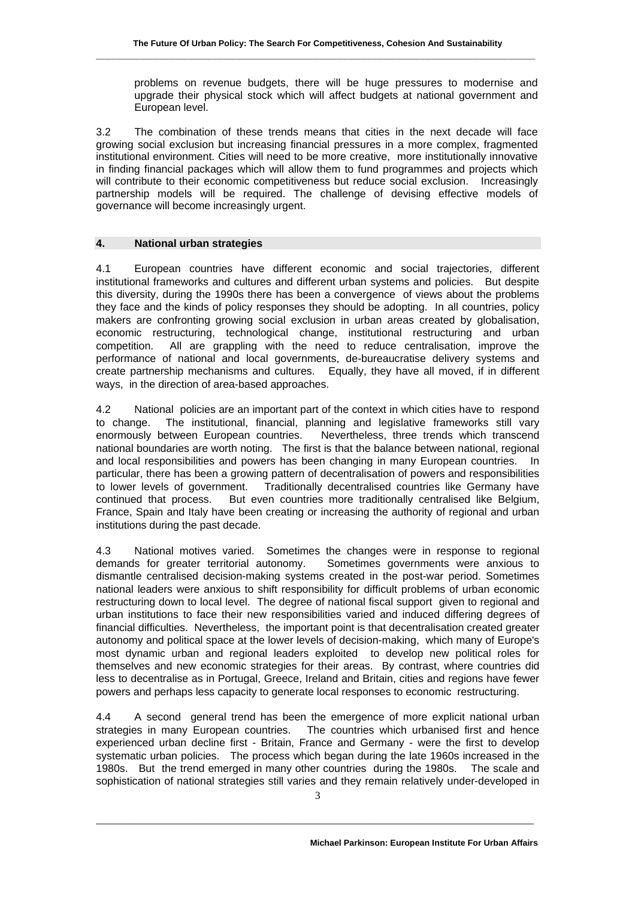problems on revenue budgets, there will be huge pressures to modernise and upgrade their physical stock which will affect budgets at national government and European level.

3.2 The combination of these trends means that cities in the next decade will face growing social exclusion but increasing financial pressures in a more complex, fragmented institutional environment. Cities will need to be more creative, more institutionally innovative in finding financial packages which will allow them to fund programmes and projects which will contribute to their economic competitiveness but reduce social exclusion. Increasingly partnership models will be required. The challenge of devising effective models of governance will become increasingly urgent.

## 4. National urban strategies

4.1 European countries have different economic and social trajectories, different institutional frameworks and cultures and different urban systems and policies. But despite this diversity, during the 1990s there has been a convergence of views about the problems they face and the kinds of policy responses they should be adopting. In all countries, policy makers are confronting growing social exclusion in urban areas created by globalisation, economic restructuring, technological change, institutional restructuring and urban competition. All are grappling with the need to reduce centralisation, improve the performance of national and local governments, de-bureaucratise delivery systems and create partnership mechanisms and cultures. Equally, they have all moved, if in different ways, in the direction of area-based approaches.

4.2 National policies are an important part of the context in which cities have to respond to change. The institutional, financial, planning and legislative frameworks still vary enormously between European countries. Nevertheless, three trends which transcend national boundaries are worth noting. The first is that the balance between national, regional and local responsibilities and powers has been changing in many European countries. In particular, there has been a growing pattern of decentralisation of powers and responsibilities to lower levels of government. Traditionally decentralised countries like Germany have continued that process. But even countries more traditionally centralised like Belgium, France, Spain and Italy have been creating or increasing the authority of regional and urban institutions during the past decade.

4.3 National motives varied. Sometimes the changes were in response to regional demands for greater territorial autonomy. Sometimes governments were anxious to dismantle centralised decision-making systems created in the post-war period. Sometimes national leaders were anxious to shift responsibility for difficult problems of urban economic restructuring down to local level. The degree of national fiscal support given to regional and urban institutions to face their new responsibilities varied and induced differing degrees of financial difficulties. Nevertheless, the important point is that decentralisation created greater autonomy and political space at the lower levels of decision-making, which many of Europe's most dynamic urban and regional leaders exploited to develop new political roles for themselves and new economic strategies for their areas. By contrast, where countries did less to decentralise as in Portugal, Greece, Ireland and Britain, cities and regions have fewer powers and perhaps less capacity to generate local responses to economic restructuring.

4.4 A second general trend has been the emergence of more explicit national urban strategies in many European countries. The countries which urbanised first and hence experienced urban decline first - Britain, France and Germany - were the first to develop systematic urban policies. The process which began during the late 1960s increased in the 1980s. But the trend emerged in many other countries during the 1980s. The scale and sophistication of national strategies still varies and they remain relatively under-developed in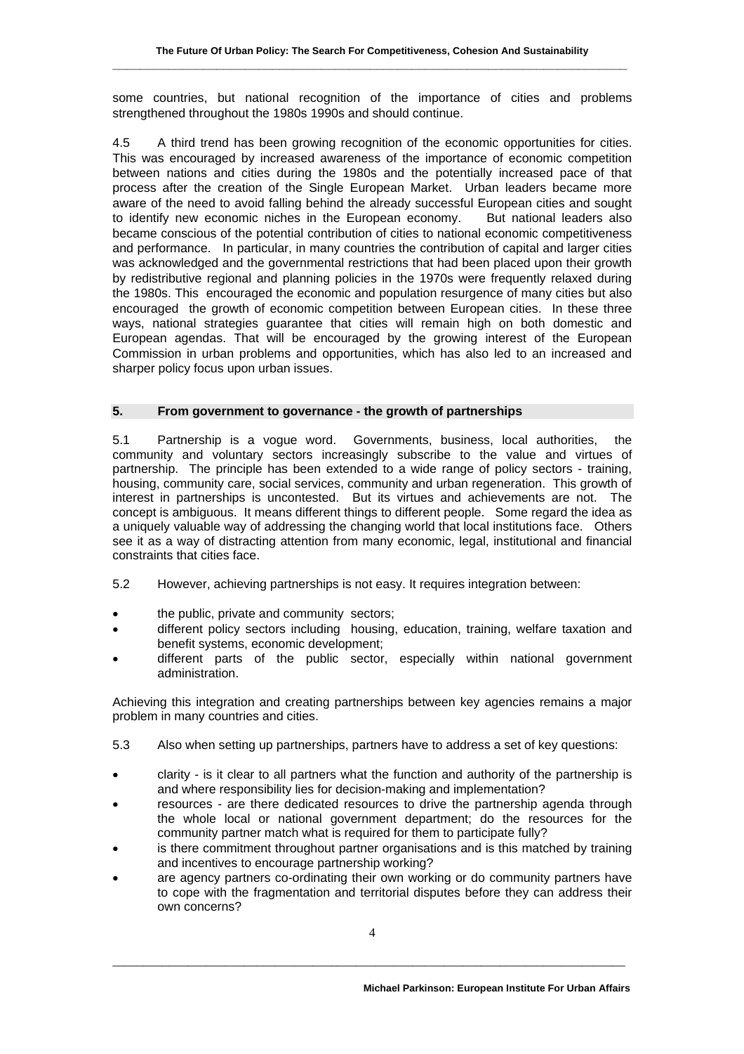some countries, but national recognition of the importance of cities and problems strengthened throughout the 1980s 1990s and should continue.

4.5 A third trend has been growing recognition of the economic opportunities for cities. This was encouraged by increased awareness of the importance of economic competition between nations and cities during the 1980s and the potentially increased pace of that process after the creation of the Single European Market. Urban leaders became more aware of the need to avoid falling behind the already successful European cities and sought to identify new economic niches in the European economy. But national leaders also became conscious of the potential contribution of cities to national economic competitiveness and performance. In particular, in many countries the contribution of capital and larger cities was acknowledged and the governmental restrictions that had been placed upon their growth by redistributive regional and planning policies in the 1970s were frequently relaxed during the 1980s. This encouraged the economic and population resurgence of many cities but also encouraged the growth of economic competition between European cities. In these three ways, national strategies guarantee that cities will remain high on both domestic and European agendas. That will be encouraged by the growing interest of the European Commission in urban problems and opportunities, which has also led to an increased and sharper policy focus upon urban issues.

## 5. From government to governance - the growth of partnerships

5.1 Partnership is a vogue word. Governments, business, local authorities, the community and voluntary sectors increasingly subscribe to the value and virtues of partnership. The principle has been extended to a wide range of policy sectors - training, housing, community care, social services, community and urban regeneration. This growth of interest in partnerships is uncontested. But its virtues and achievements are not. The concept is ambiguous. It means different things to different people. Some regard the idea as a uniquely valuable way of addressing the changing world that local institutions face. Others see it as a way of distracting attention from many economic, legal, institutional and financial constraints that cities face.

5.2 However, achieving partnerships is not easy. It requires integration between:

- the public, private and community sectors;
- different policy sectors including housing, education, training, welfare taxation and benefit systems, economic development;
- different parts of the public sector, especially within national government administration.

Achieving this integration and creating partnerships between key agencies remains a major problem in many countries and cities.

5.3 Also when setting up partnerships, partners have to address a set of key questions:

- clarity - is it clear to all partners what the function and authority of the partnership is and where responsibility lies for decision-making and implementation?
- resources - are there dedicated resources to drive the partnership agenda through the whole local or national government department; do the resources for the community partner match what is required for them to participate fully?
- is there commitment throughout partner organisations and is this matched by training and incentives to encourage partnership working?
- are agency partners co-ordinating their own working or do community partners have to cope with the fragmentation and territorial disputes before they can address their own concerns?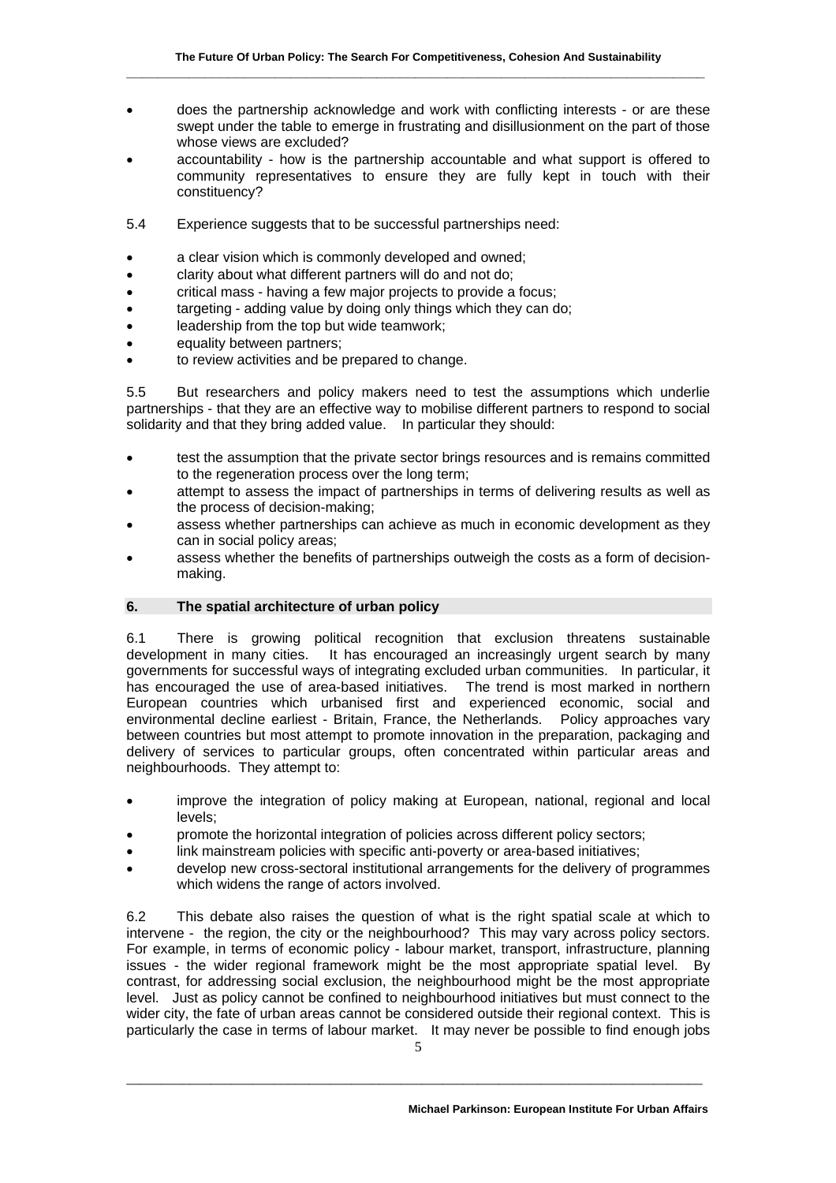- does the partnership acknowledge and work with conflicting interests - or are these swept under the table to emerge in frustrating and disillusionment on the part of those whose views are excluded?
- accountability - how is the partnership accountable and what support is offered to community representatives to ensure they are fully kept in touch with their constituency?

5.4 Experience suggests that to be successful partnerships need:

- a clear vision which is commonly developed and owned;
- clarity about what different partners will do and not do;
- critical mass - having a few major projects to provide a focus;
- targeting - adding value by doing only things which they can do;
- leadership from the top but wide teamwork;
- equality between partners;
- to review activities and be prepared to change.

5.5 But researchers and policy makers need to test the assumptions which underlie partnerships - that they are an effective way to mobilise different partners to respond to social solidarity and that they bring added value. In particular they should:

- test the assumption that the private sector brings resources and is remains committed to the regeneration process over the long term;
- attempt to assess the impact of partnerships in terms of delivering results as well as the process of decision-making;
- assess whether partnerships can achieve as much in economic development as they can in social policy areas;
- assess whether the benefits of partnerships outweigh the costs as a form of decision-making.

## 6. The spatial architecture of urban policy

6.1 There is growing political recognition that exclusion threatens sustainable development in many cities. It has encouraged an increasingly urgent search by many governments for successful ways of integrating excluded urban communities. In particular, it has encouraged the use of area-based initiatives. The trend is most marked in northern European countries which urbanised first and experienced economic, social and environmental decline earliest - Britain, France, the Netherlands. Policy approaches vary between countries but most attempt to promote innovation in the preparation, packaging and delivery of services to particular groups, often concentrated within particular areas and neighbourhoods. They attempt to:

- improve the integration of policy making at European, national, regional and local levels;
- promote the horizontal integration of policies across different policy sectors;
- link mainstream policies with specific anti-poverty or area-based initiatives;
- develop new cross-sectoral institutional arrangements for the delivery of programmes which widens the range of actors involved.

6.2 This debate also raises the question of what is the right spatial scale at which to intervene - the region, the city or the neighbourhood? This may vary across policy sectors. For example, in terms of economic policy - labour market, transport, infrastructure, planning issues - the wider regional framework might be the most appropriate spatial level. By contrast, for addressing social exclusion, the neighbourhood might be the most appropriate level. Just as policy cannot be confined to neighbourhood initiatives but must connect to the wider city, the fate of urban areas cannot be considered outside their regional context. This is particularly the case in terms of labour market. It may never be possible to find enough jobs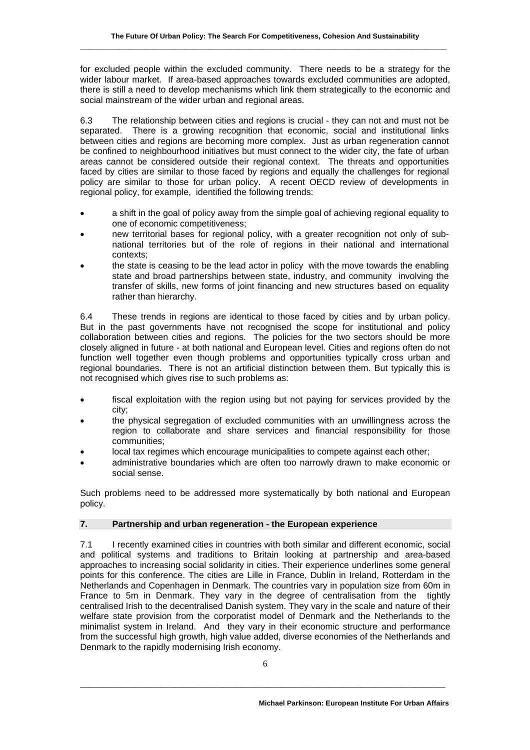for excluded people within the excluded community. There needs to be a strategy for the wider labour market. If area-based approaches towards excluded communities are adopted, there is still a need to develop mechanisms which link them strategically to the economic and social mainstream of the wider urban and regional areas.

6.3 The relationship between cities and regions is crucial - they can not and must not be separated. There is a growing recognition that economic, social and institutional links between cities and regions are becoming more complex. Just as urban regeneration cannot be confined to neighbourhood initiatives but must connect to the wider city, the fate of urban areas cannot be considered outside their regional context. The threats and opportunities faced by cities are similar to those faced by regions and equally the challenges for regional policy are similar to those for urban policy. A recent OECD review of developments in regional policy, for example, identified the following trends:

- a shift in the goal of policy away from the simple goal of achieving regional equality to one of economic competitiveness;
- new territorial bases for regional policy, with a greater recognition not only of sub-national territories but of the role of regions in their national and international contexts;
- the state is ceasing to be the lead actor in policy with the move towards the enabling state and broad partnerships between state, industry, and community involving the transfer of skills, new forms of joint financing and new structures based on equality rather than hierarchy.

6.4 These trends in regions are identical to those faced by cities and by urban policy. But in the past governments have not recognised the scope for institutional and policy collaboration between cities and regions. The policies for the two sectors should be more closely aligned in future - at both national and European level. Cities and regions often do not function well together even though problems and opportunities typically cross urban and regional boundaries. There is not an artificial distinction between them. But typically this is not recognised which gives rise to such problems as:

- fiscal exploitation with the region using but not paying for services provided by the city;
- the physical segregation of excluded communities with an unwillingness across the region to collaborate and share services and financial responsibility for those communities;
- local tax regimes which encourage municipalities to compete against each other;
- administrative boundaries which are often too narrowly drawn to make economic or social sense.

Such problems need to be addressed more systematically by both national and European policy.

## 7. Partnership and urban regeneration - the European experience

7.1 I recently examined cities in countries with both similar and different economic, social and political systems and traditions to Britain looking at partnership and area-based approaches to increasing social solidarity in cities. Their experience underlines some general points for this conference. The cities are Lille in France, Dublin in Ireland, Rotterdam in the Netherlands and Copenhagen in Denmark. The countries vary in population size from 60m in France to 5m in Denmark. They vary in the degree of centralisation from the tightly centralised Irish to the decentralised Danish system. They vary in the scale and nature of their welfare state provision from the corporatist model of Denmark and the Netherlands to the minimalist system in Ireland. And they vary in their economic structure and performance from the successful high growth, high value added, diverse economies of the Netherlands and Denmark to the rapidly modernising Irish economy.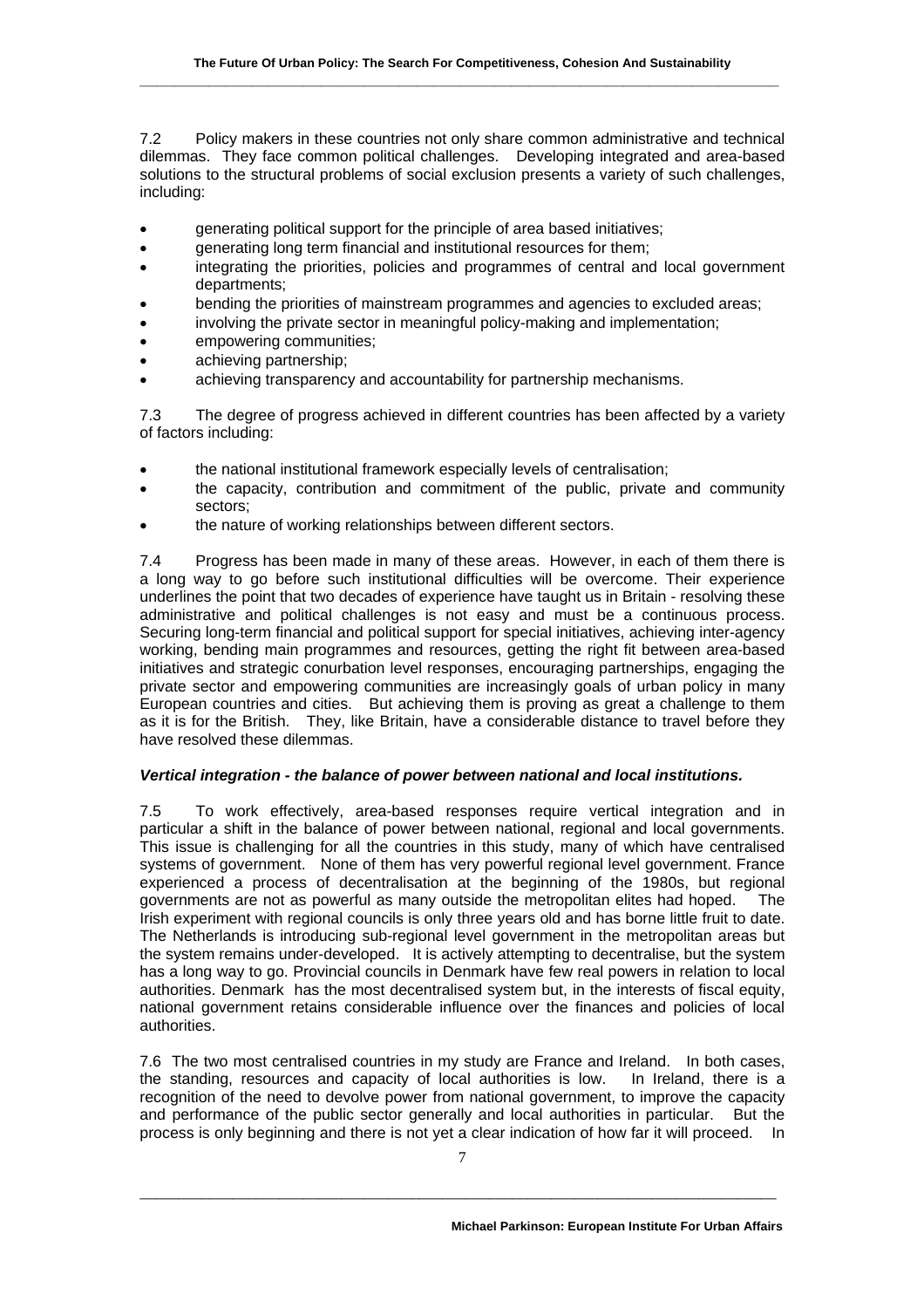7.2 Policy makers in these countries not only share common administrative and technical dilemmas. They face common political challenges. Developing integrated and area-based solutions to the structural problems of social exclusion presents a variety of such challenges, including:

- generating political support for the principle of area based initiatives;
- generating long term financial and institutional resources for them;
- integrating the priorities, policies and programmes of central and local government departments;
- bending the priorities of mainstream programmes and agencies to excluded areas;
- involving the private sector in meaningful policy-making and implementation;
- empowering communities;
- achieving partnership;
- achieving transparency and accountability for partnership mechanisms.

7.3 The degree of progress achieved in different countries has been affected by a variety of factors including:

- the national institutional framework especially levels of centralisation;
- the capacity, contribution and commitment of the public, private and community sectors;
- the nature of working relationships between different sectors.

7.4 Progress has been made in many of these areas. However, in each of them there is a long way to go before such institutional difficulties will be overcome. Their experience underlines the point that two decades of experience have taught us in Britain - resolving these administrative and political challenges is not easy and must be a continuous process. Securing long-term financial and political support for special initiatives, achieving inter-agency working, bending main programmes and resources, getting the right fit between area-based initiatives and strategic conurbation level responses, encouraging partnerships, engaging the private sector and empowering communities are increasingly goals of urban policy in many European countries and cities. But achieving them is proving as great a challenge to them as it is for the British. They, like Britain, have a considerable distance to travel before they have resolved these dilemmas.

***Vertical integration - the balance of power between national and local institutions.***

7.5 To work effectively, area-based responses require vertical integration and in particular a shift in the balance of power between national, regional and local governments. This issue is challenging for all the countries in this study, many of which have centralised systems of government. None of them has very powerful regional level government. France experienced a process of decentralisation at the beginning of the 1980s, but regional governments are not as powerful as many outside the metropolitan elites had hoped. The Irish experiment with regional councils is only three years old and has borne little fruit to date. The Netherlands is introducing sub-regional level government in the metropolitan areas but the system remains under-developed. It is actively attempting to decentralise, but the system has a long way to go. Provincial councils in Denmark have few real powers in relation to local authorities. Denmark has the most decentralised system but, in the interests of fiscal equity, national government retains considerable influence over the finances and policies of local authorities.

7.6 The two most centralised countries in my study are France and Ireland. In both cases, the standing, resources and capacity of local authorities is low. In Ireland, there is a recognition of the need to devolve power from national government, to improve the capacity and performance of the public sector generally and local authorities in particular. But the process is only beginning and there is not yet a clear indication of how far it will proceed. In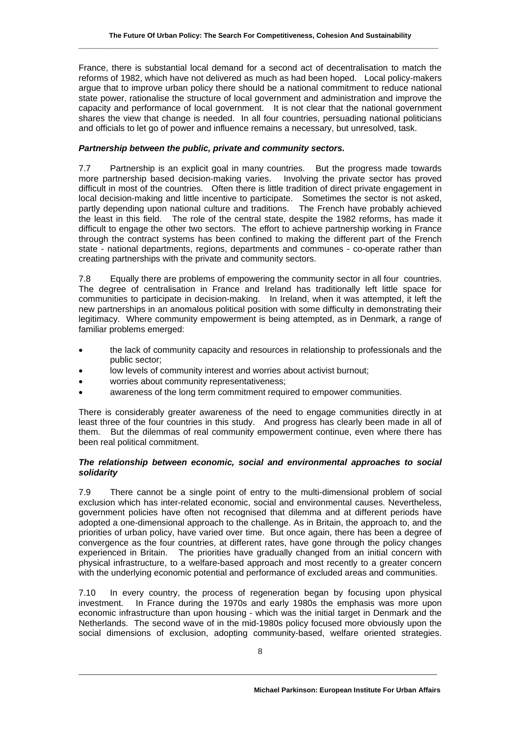France, there is substantial local demand for a second act of decentralisation to match the reforms of 1982, which have not delivered as much as had been hoped. Local policy-makers argue that to improve urban policy there should be a national commitment to reduce national state power, rationalise the structure of local government and administration and improve the capacity and performance of local government. It is not clear that the national government shares the view that change is needed. In all four countries, persuading national politicians and officials to let go of power and influence remains a necessary, but unresolved, task.

### *Partnership between the public, private and community sectors.*

7.7 Partnership is an explicit goal in many countries. But the progress made towards more partnership based decision-making varies. Involving the private sector has proved difficult in most of the countries. Often there is little tradition of direct private engagement in local decision-making and little incentive to participate. Sometimes the sector is not asked, partly depending upon national culture and traditions. The French have probably achieved the least in this field. The role of the central state, despite the 1982 reforms, has made it difficult to engage the other two sectors. The effort to achieve partnership working in France through the contract systems has been confined to making the different part of the French state - national departments, regions, departments and communes - co-operate rather than creating partnerships with the private and community sectors.

7.8 Equally there are problems of empowering the community sector in all four countries. The degree of centralisation in France and Ireland has traditionally left little space for communities to participate in decision-making. In Ireland, when it was attempted, it left the new partnerships in an anomalous political position with some difficulty in demonstrating their legitimacy. Where community empowerment is being attempted, as in Denmark, a range of familiar problems emerged:

- the lack of community capacity and resources in relationship to professionals and the public sector;
- low levels of community interest and worries about activist burnout;
- worries about community representativeness;
- awareness of the long term commitment required to empower communities.

There is considerably greater awareness of the need to engage communities directly in at least three of the four countries in this study. And progress has clearly been made in all of them. But the dilemmas of real community empowerment continue, even where there has been real political commitment.

### *The relationship between economic, social and environmental approaches to social solidarity*

7.9 There cannot be a single point of entry to the multi-dimensional problem of social exclusion which has inter-related economic, social and environmental causes. Nevertheless, government policies have often not recognised that dilemma and at different periods have adopted a one-dimensional approach to the challenge. As in Britain, the approach to, and the priorities of urban policy, have varied over time. But once again, there has been a degree of convergence as the four countries, at different rates, have gone through the policy changes experienced in Britain. The priorities have gradually changed from an initial concern with physical infrastructure, to a welfare-based approach and most recently to a greater concern with the underlying economic potential and performance of excluded areas and communities.

7.10 In every country, the process of regeneration began by focusing upon physical investment. In France during the 1970s and early 1980s the emphasis was more upon economic infrastructure than upon housing - which was the initial target in Denmark and the Netherlands. The second wave of in the mid-1980s policy focused more obviously upon the social dimensions of exclusion, adopting community-based, welfare oriented strategies.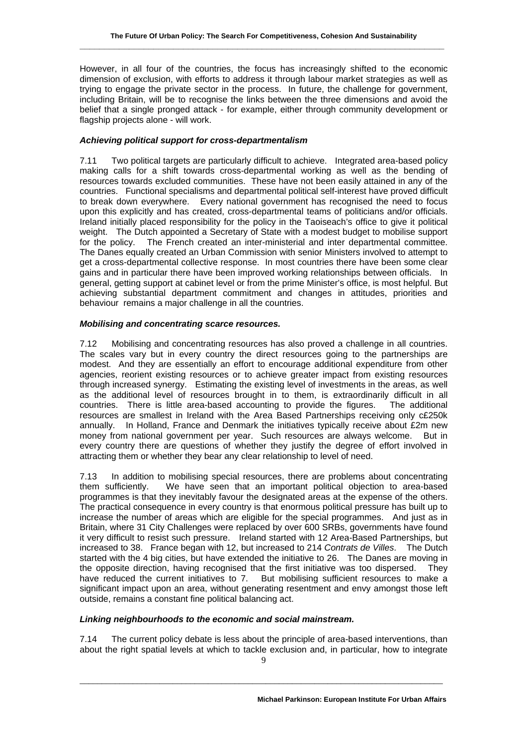However, in all four of the countries, the focus has increasingly shifted to the economic dimension of exclusion, with efforts to address it through labour market strategies as well as trying to engage the private sector in the process. In future, the challenge for government, including Britain, will be to recognise the links between the three dimensions and avoid the belief that a single pronged attack - for example, either through community development or flagship projects alone - will work.

***Achieving political support for cross-departmentalism***

7.11 Two political targets are particularly difficult to achieve. Integrated area-based policy making calls for a shift towards cross-departmental working as well as the bending of resources towards excluded communities. These have not been easily attained in any of the countries. Functional specialisms and departmental political self-interest have proved difficult to break down everywhere. Every national government has recognised the need to focus upon this explicitly and has created, cross-departmental teams of politicians and/or officials. Ireland initially placed responsibility for the policy in the Taoiseach's office to give it political weight. The Dutch appointed a Secretary of State with a modest budget to mobilise support for the policy. The French created an inter-ministerial and inter departmental committee. The Danes equally created an Urban Commission with senior Ministers involved to attempt to get a cross-departmental collective response. In most countries there have been some clear gains and in particular there have been improved working relationships between officials. In general, getting support at cabinet level or from the prime Minister's office, is most helpful. But achieving substantial department commitment and changes in attitudes, priorities and behaviour remains a major challenge in all the countries.

***Mobilising and concentrating scarce resources.***

7.12 Mobilising and concentrating resources has also proved a challenge in all countries. The scales vary but in every country the direct resources going to the partnerships are modest. And they are essentially an effort to encourage additional expenditure from other agencies, reorient existing resources or to achieve greater impact from existing resources through increased synergy. Estimating the existing level of investments in the areas, as well as the additional level of resources brought in to them, is extraordinarily difficult in all countries. There is little area-based accounting to provide the figures. The additional resources are smallest in Ireland with the Area Based Partnerships receiving only c£250k annually. In Holland, France and Denmark the initiatives typically receive about £2m new money from national government per year. Such resources are always welcome. But in every country there are questions of whether they justify the degree of effort involved in attracting them or whether they bear any clear relationship to level of need.

7.13 In addition to mobilising special resources, there are problems about concentrating them sufficiently. We have seen that an important political objection to area-based programmes is that they inevitably favour the designated areas at the expense of the others. The practical consequence in every country is that enormous political pressure has built up to increase the number of areas which are eligible for the special programmes. And just as in Britain, where 31 City Challenges were replaced by over 600 SRBs, governments have found it very difficult to resist such pressure. Ireland started with 12 Area-Based Partnerships, but increased to 38. France began with 12, but increased to 214 *Contrats de Villes*. The Dutch started with the 4 big cities, but have extended the initiative to 26. The Danes are moving in the opposite direction, having recognised that the first initiative was too dispersed. They have reduced the current initiatives to 7. But mobilising sufficient resources to make a significant impact upon an area, without generating resentment and envy amongst those left outside, remains a constant fine political balancing act.

***Linking neighbourhoods to the economic and social mainstream.***

7.14 The current policy debate is less about the principle of area-based interventions, than about the right spatial levels at which to tackle exclusion and, in particular, how to integrate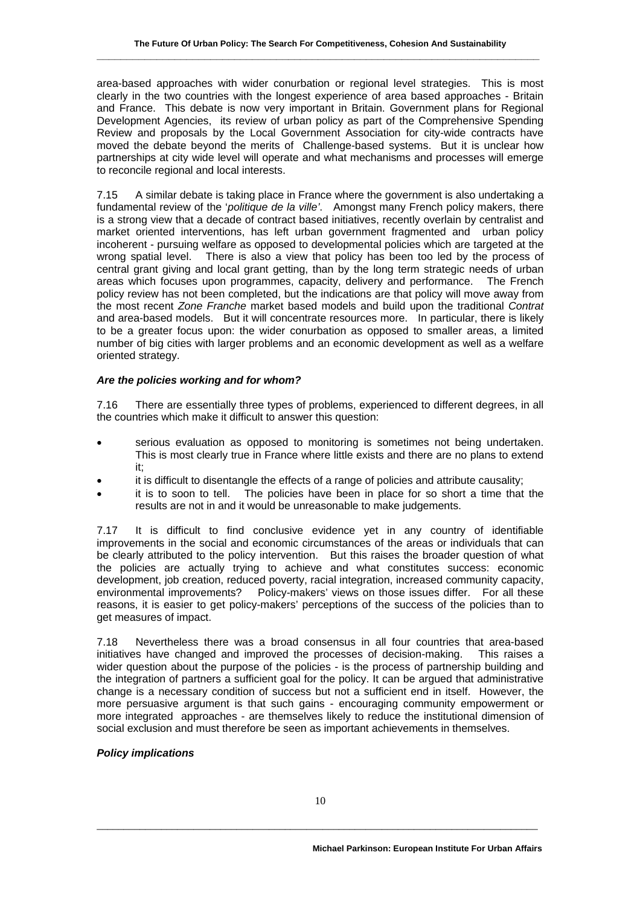area-based approaches with wider conurbation or regional level strategies. This is most clearly in the two countries with the longest experience of area based approaches - Britain and France. This debate is now very important in Britain. Government plans for Regional Development Agencies, its review of urban policy as part of the Comprehensive Spending Review and proposals by the Local Government Association for city-wide contracts have moved the debate beyond the merits of Challenge-based systems. But it is unclear how partnerships at city wide level will operate and what mechanisms and processes will emerge to reconcile regional and local interests.

7.15 A similar debate is taking place in France where the government is also undertaking a fundamental review of the '*politique de la ville'*. Amongst many French policy makers, there is a strong view that a decade of contract based initiatives, recently overlain by centralist and market oriented interventions, has left urban government fragmented and urban policy incoherent - pursuing welfare as opposed to developmental policies which are targeted at the wrong spatial level. There is also a view that policy has been too led by the process of central grant giving and local grant getting, than by the long term strategic needs of urban areas which focuses upon programmes, capacity, delivery and performance. The French policy review has not been completed, but the indications are that policy will move away from the most recent *Zone Franche* market based models and build upon the traditional *Contrat* and area-based models. But it will concentrate resources more. In particular, there is likely to be a greater focus upon: the wider conurbation as opposed to smaller areas, a limited number of big cities with larger problems and an economic development as well as a welfare oriented strategy.

### *Are the policies working and for whom?*

7.16 There are essentially three types of problems, experienced to different degrees, in all the countries which make it difficult to answer this question:

- serious evaluation as opposed to monitoring is sometimes not being undertaken. This is most clearly true in France where little exists and there are no plans to extend it;
- it is difficult to disentangle the effects of a range of policies and attribute causality;
- it is to soon to tell. The policies have been in place for so short a time that the results are not in and it would be unreasonable to make judgements.

7.17 It is difficult to find conclusive evidence yet in any country of identifiable improvements in the social and economic circumstances of the areas or individuals that can be clearly attributed to the policy intervention. But this raises the broader question of what the policies are actually trying to achieve and what constitutes success: economic development, job creation, reduced poverty, racial integration, increased community capacity, environmental improvements? Policy-makers' views on those issues differ. For all these reasons, it is easier to get policy-makers' perceptions of the success of the policies than to get measures of impact.

7.18 Nevertheless there was a broad consensus in all four countries that area-based initiatives have changed and improved the processes of decision-making. This raises a wider question about the purpose of the policies - is the process of partnership building and the integration of partners a sufficient goal for the policy. It can be argued that administrative change is a necessary condition of success but not a sufficient end in itself. However, the more persuasive argument is that such gains - encouraging community empowerment or more integrated approaches - are themselves likely to reduce the institutional dimension of social exclusion and must therefore be seen as important achievements in themselves.

### *Policy implications*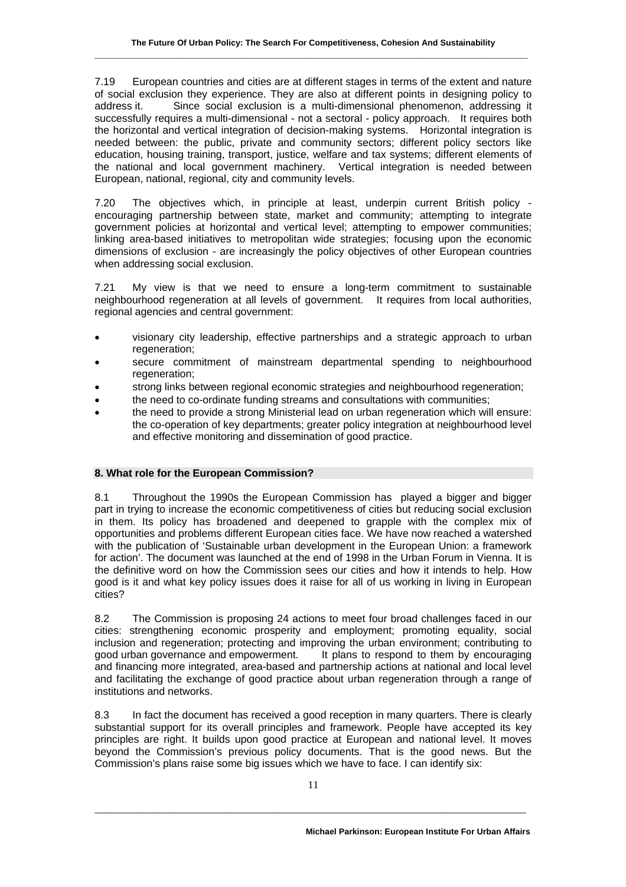7.19 European countries and cities are at different stages in terms of the extent and nature of social exclusion they experience. They are also at different points in designing policy to address it. Since social exclusion is a multi-dimensional phenomenon, addressing it successfully requires a multi-dimensional - not a sectoral - policy approach. It requires both the horizontal and vertical integration of decision-making systems. Horizontal integration is needed between: the public, private and community sectors; different policy sectors like education, housing training, transport, justice, welfare and tax systems; different elements of the national and local government machinery. Vertical integration is needed between European, national, regional, city and community levels.

7.20 The objectives which, in principle at least, underpin current British policy - encouraging partnership between state, market and community; attempting to integrate government policies at horizontal and vertical level; attempting to empower communities; linking area-based initiatives to metropolitan wide strategies; focusing upon the economic dimensions of exclusion - are increasingly the policy objectives of other European countries when addressing social exclusion.

7.21 My view is that we need to ensure a long-term commitment to sustainable neighbourhood regeneration at all levels of government. It requires from local authorities, regional agencies and central government:

- visionary city leadership, effective partnerships and a strategic approach to urban regeneration;
- secure commitment of mainstream departmental spending to neighbourhood regeneration;
- strong links between regional economic strategies and neighbourhood regeneration;
- the need to co-ordinate funding streams and consultations with communities;
- the need to provide a strong Ministerial lead on urban regeneration which will ensure: the co-operation of key departments; greater policy integration at neighbourhood level and effective monitoring and dissemination of good practice.

## 8. What role for the European Commission?

8.1 Throughout the 1990s the European Commission has played a bigger and bigger part in trying to increase the economic competitiveness of cities but reducing social exclusion in them. Its policy has broadened and deepened to grapple with the complex mix of opportunities and problems different European cities face. We have now reached a watershed with the publication of 'Sustainable urban development in the European Union: a framework for action'. The document was launched at the end of 1998 in the Urban Forum in Vienna. It is the definitive word on how the Commission sees our cities and how it intends to help. How good is it and what key policy issues does it raise for all of us working in living in European cities?

8.2 The Commission is proposing 24 actions to meet four broad challenges faced in our cities: strengthening economic prosperity and employment; promoting equality, social inclusion and regeneration; protecting and improving the urban environment; contributing to good urban governance and empowerment. It plans to respond to them by encouraging and financing more integrated, area-based and partnership actions at national and local level and facilitating the exchange of good practice about urban regeneration through a range of institutions and networks.

8.3 In fact the document has received a good reception in many quarters. There is clearly substantial support for its overall principles and framework. People have accepted its key principles are right. It builds upon good practice at European and national level. It moves beyond the Commission's previous policy documents. That is the good news. But the Commission's plans raise some big issues which we have to face. I can identify six: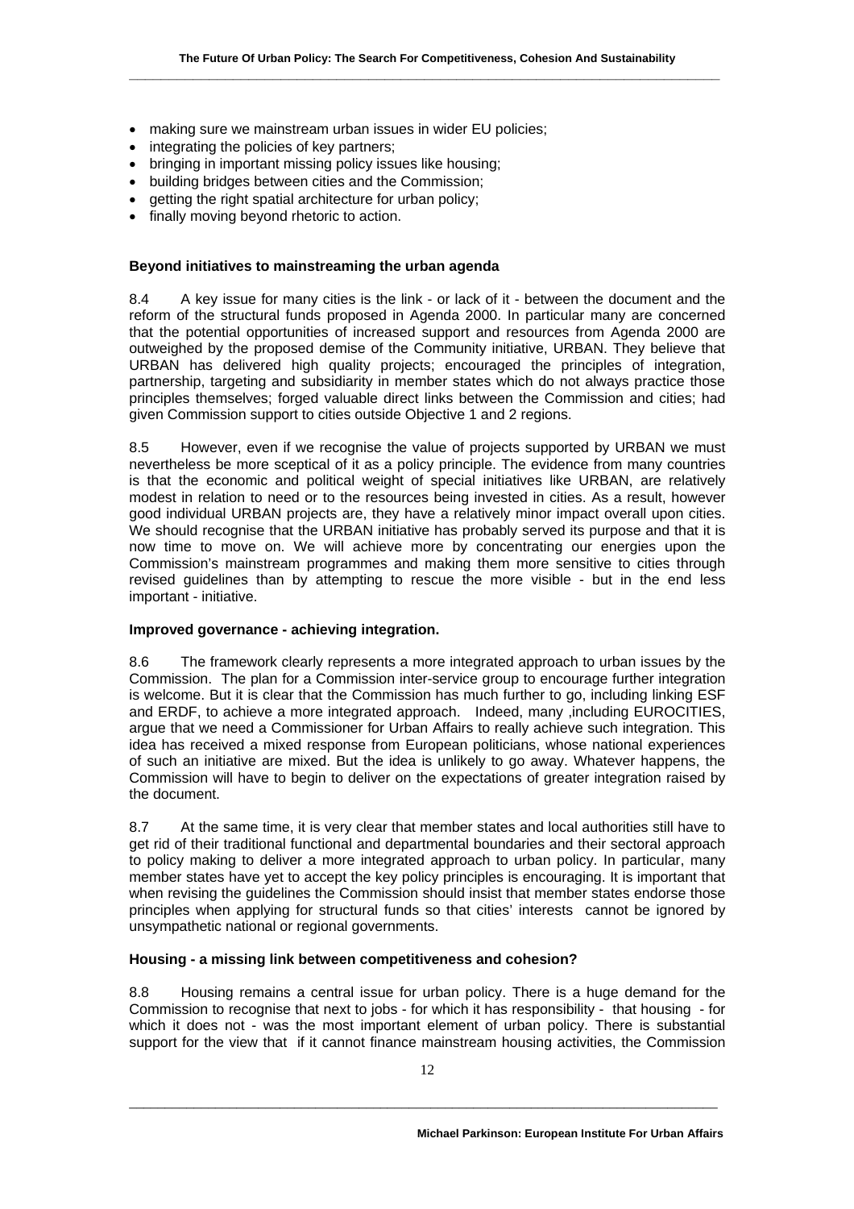- making sure we mainstream urban issues in wider EU policies;
- integrating the policies of key partners;
- bringing in important missing policy issues like housing;
- building bridges between cities and the Commission;
- getting the right spatial architecture for urban policy;
- finally moving beyond rhetoric to action.

**Beyond initiatives to mainstreaming the urban agenda**

8.4 A key issue for many cities is the link - or lack of it - between the document and the reform of the structural funds proposed in Agenda 2000. In particular many are concerned that the potential opportunities of increased support and resources from Agenda 2000 are outweighed by the proposed demise of the Community initiative, URBAN. They believe that URBAN has delivered high quality projects; encouraged the principles of integration, partnership, targeting and subsidiarity in member states which do not always practice those principles themselves; forged valuable direct links between the Commission and cities; had given Commission support to cities outside Objective 1 and 2 regions.

8.5 However, even if we recognise the value of projects supported by URBAN we must nevertheless be more sceptical of it as a policy principle. The evidence from many countries is that the economic and political weight of special initiatives like URBAN, are relatively modest in relation to need or to the resources being invested in cities. As a result, however good individual URBAN projects are, they have a relatively minor impact overall upon cities. We should recognise that the URBAN initiative has probably served its purpose and that it is now time to move on. We will achieve more by concentrating our energies upon the Commission's mainstream programmes and making them more sensitive to cities through revised guidelines than by attempting to rescue the more visible - but in the end less important - initiative.

**Improved governance - achieving integration.**

8.6 The framework clearly represents a more integrated approach to urban issues by the Commission. The plan for a Commission inter-service group to encourage further integration is welcome. But it is clear that the Commission has much further to go, including linking ESF and ERDF, to achieve a more integrated approach. Indeed, many ,including EUROCITIES, argue that we need a Commissioner for Urban Affairs to really achieve such integration. This idea has received a mixed response from European politicians, whose national experiences of such an initiative are mixed. But the idea is unlikely to go away. Whatever happens, the Commission will have to begin to deliver on the expectations of greater integration raised by the document.

8.7 At the same time, it is very clear that member states and local authorities still have to get rid of their traditional functional and departmental boundaries and their sectoral approach to policy making to deliver a more integrated approach to urban policy. In particular, many member states have yet to accept the key policy principles is encouraging. It is important that when revising the guidelines the Commission should insist that member states endorse those principles when applying for structural funds so that cities' interests cannot be ignored by unsympathetic national or regional governments.

**Housing - a missing link between competitiveness and cohesion?**

8.8 Housing remains a central issue for urban policy. There is a huge demand for the Commission to recognise that next to jobs - for which it has responsibility - that housing - for which it does not - was the most important element of urban policy. There is substantial support for the view that if it cannot finance mainstream housing activities, the Commission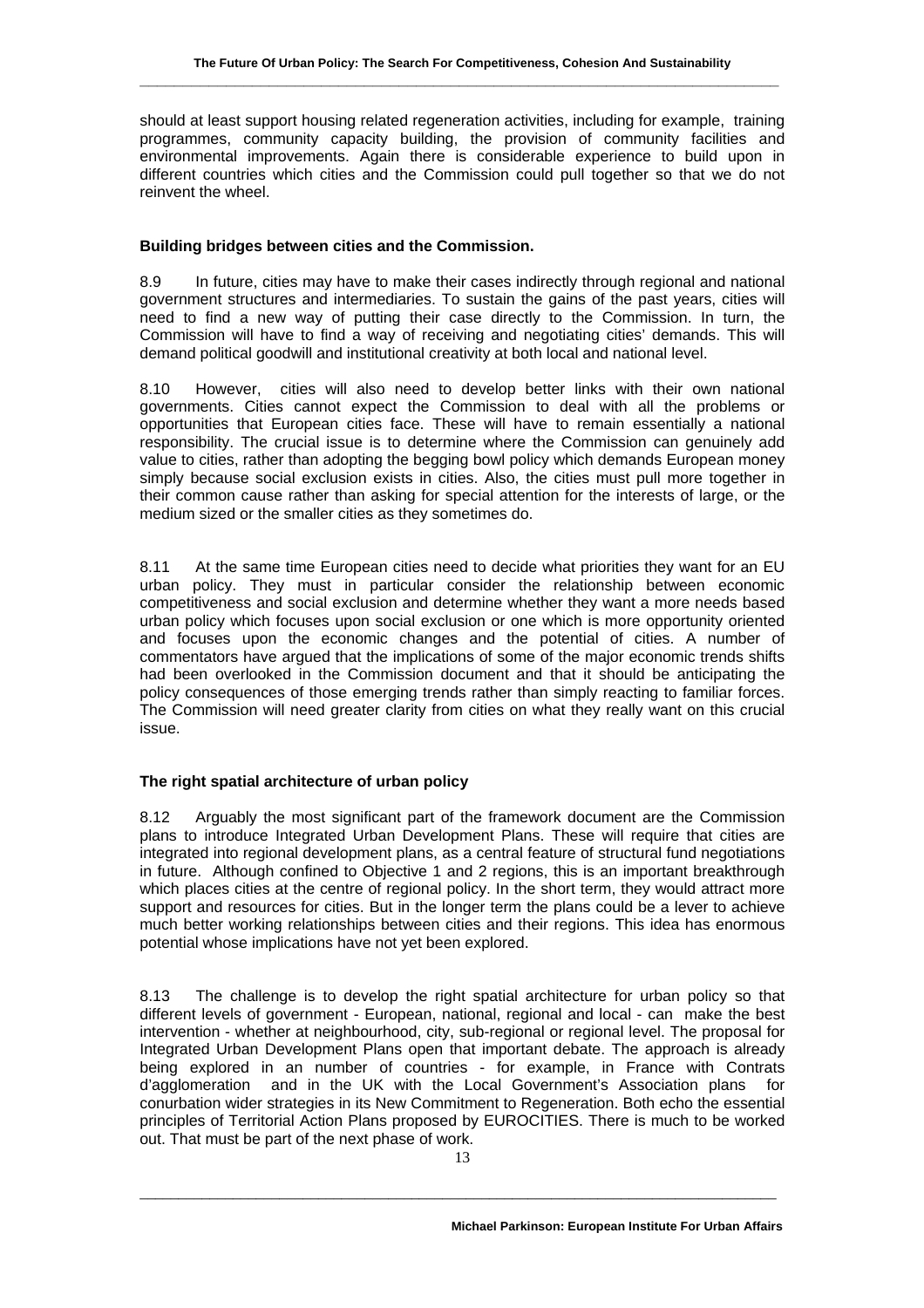should at least support housing related regeneration activities, including for example, training programmes, community capacity building, the provision of community facilities and environmental improvements. Again there is considerable experience to build upon in different countries which cities and the Commission could pull together so that we do not reinvent the wheel.

**Building bridges between cities and the Commission.**

8.9 In future, cities may have to make their cases indirectly through regional and national government structures and intermediaries. To sustain the gains of the past years, cities will need to find a new way of putting their case directly to the Commission. In turn, the Commission will have to find a way of receiving and negotiating cities' demands. This will demand political goodwill and institutional creativity at both local and national level.

8.10 However, cities will also need to develop better links with their own national governments. Cities cannot expect the Commission to deal with all the problems or opportunities that European cities face. These will have to remain essentially a national responsibility. The crucial issue is to determine where the Commission can genuinely add value to cities, rather than adopting the begging bowl policy which demands European money simply because social exclusion exists in cities. Also, the cities must pull more together in their common cause rather than asking for special attention for the interests of large, or the medium sized or the smaller cities as they sometimes do.

8.11 At the same time European cities need to decide what priorities they want for an EU urban policy. They must in particular consider the relationship between economic competitiveness and social exclusion and determine whether they want a more needs based urban policy which focuses upon social exclusion or one which is more opportunity oriented and focuses upon the economic changes and the potential of cities. A number of commentators have argued that the implications of some of the major economic trends shifts had been overlooked in the Commission document and that it should be anticipating the policy consequences of those emerging trends rather than simply reacting to familiar forces. The Commission will need greater clarity from cities on what they really want on this crucial issue.

**The right spatial architecture of urban policy**

8.12 Arguably the most significant part of the framework document are the Commission plans to introduce Integrated Urban Development Plans. These will require that cities are integrated into regional development plans, as a central feature of structural fund negotiations in future. Although confined to Objective 1 and 2 regions, this is an important breakthrough which places cities at the centre of regional policy. In the short term, they would attract more support and resources for cities. But in the longer term the plans could be a lever to achieve much better working relationships between cities and their regions. This idea has enormous potential whose implications have not yet been explored.

8.13 The challenge is to develop the right spatial architecture for urban policy so that different levels of government - European, national, regional and local - can make the best intervention - whether at neighbourhood, city, sub-regional or regional level. The proposal for Integrated Urban Development Plans open that important debate. The approach is already being explored in an number of countries - for example, in France with Contrats d'agglomeration and in the UK with the Local Government's Association plans for conurbation wider strategies in its New Commitment to Regeneration. Both echo the essential principles of Territorial Action Plans proposed by EUROCITIES. There is much to be worked out. That must be part of the next phase of work.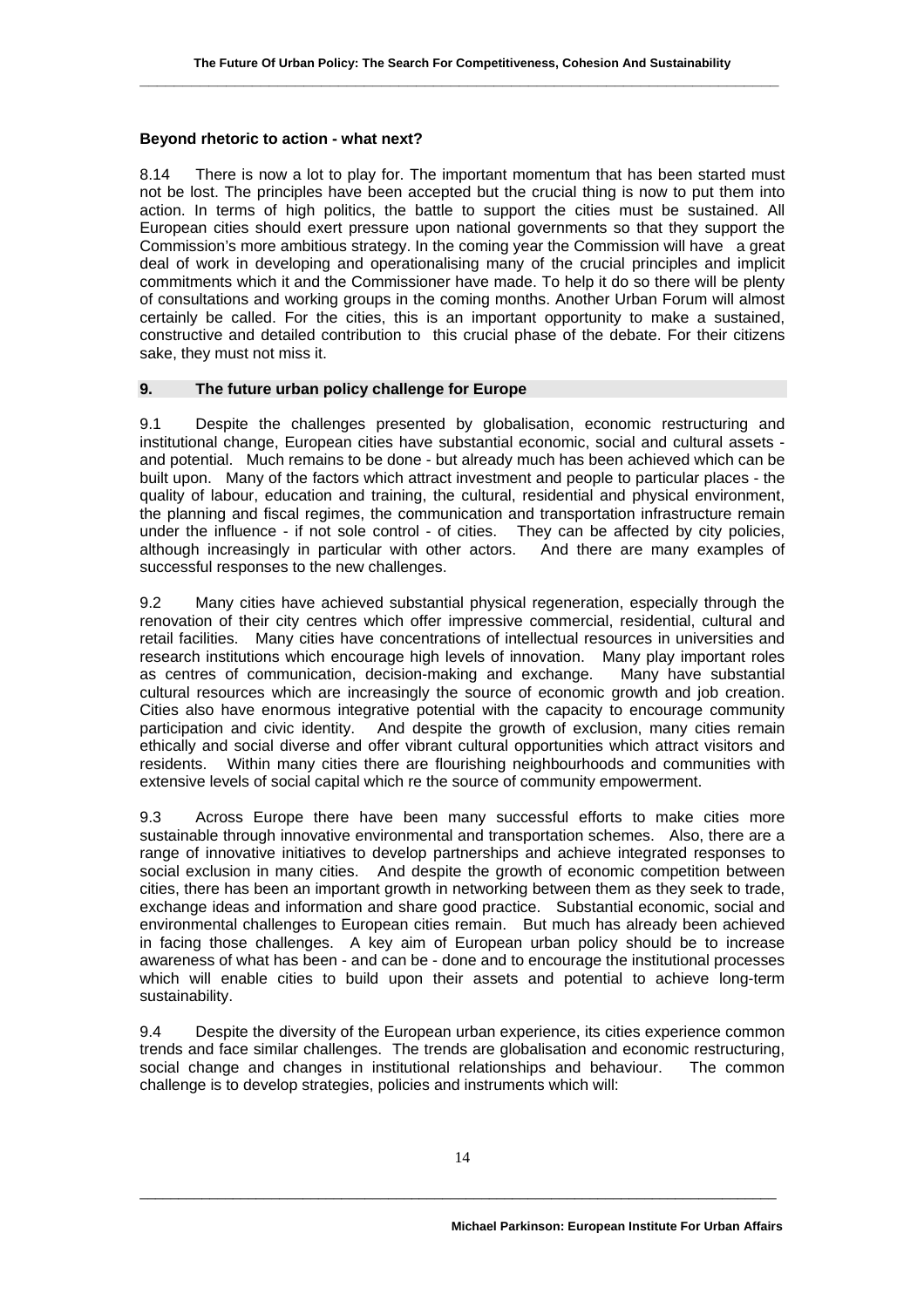**Beyond rhetoric to action - what next?**

8.14 There is now a lot to play for. The important momentum that has been started must not be lost. The principles have been accepted but the crucial thing is now to put them into action. In terms of high politics, the battle to support the cities must be sustained. All European cities should exert pressure upon national governments so that they support the Commission's more ambitious strategy. In the coming year the Commission will have a great deal of work in developing and operationalising many of the crucial principles and implicit commitments which it and the Commissioner have made. To help it do so there will be plenty of consultations and working groups in the coming months. Another Urban Forum will almost certainly be called. For the cities, this is an important opportunity to make a sustained, constructive and detailed contribution to this crucial phase of the debate. For their citizens sake, they must not miss it.

## 9. The future urban policy challenge for Europe

9.1 Despite the challenges presented by globalisation, economic restructuring and institutional change, European cities have substantial economic, social and cultural assets - and potential. Much remains to be done - but already much has been achieved which can be built upon. Many of the factors which attract investment and people to particular places - the quality of labour, education and training, the cultural, residential and physical environment, the planning and fiscal regimes, the communication and transportation infrastructure remain under the influence - if not sole control - of cities. They can be affected by city policies, although increasingly in particular with other actors. And there are many examples of successful responses to the new challenges.

9.2 Many cities have achieved substantial physical regeneration, especially through the renovation of their city centres which offer impressive commercial, residential, cultural and retail facilities. Many cities have concentrations of intellectual resources in universities and research institutions which encourage high levels of innovation. Many play important roles as centres of communication, decision-making and exchange. Many have substantial cultural resources which are increasingly the source of economic growth and job creation. Cities also have enormous integrative potential with the capacity to encourage community participation and civic identity. And despite the growth of exclusion, many cities remain ethically and social diverse and offer vibrant cultural opportunities which attract visitors and residents. Within many cities there are flourishing neighbourhoods and communities with extensive levels of social capital which re the source of community empowerment.

9.3 Across Europe there have been many successful efforts to make cities more sustainable through innovative environmental and transportation schemes. Also, there are a range of innovative initiatives to develop partnerships and achieve integrated responses to social exclusion in many cities. And despite the growth of economic competition between cities, there has been an important growth in networking between them as they seek to trade, exchange ideas and information and share good practice. Substantial economic, social and environmental challenges to European cities remain. But much has already been achieved in facing those challenges. A key aim of European urban policy should be to increase awareness of what has been - and can be - done and to encourage the institutional processes which will enable cities to build upon their assets and potential to achieve long-term sustainability.

9.4 Despite the diversity of the European urban experience, its cities experience common trends and face similar challenges. The trends are globalisation and economic restructuring, social change and changes in institutional relationships and behaviour. The common challenge is to develop strategies, policies and instruments which will: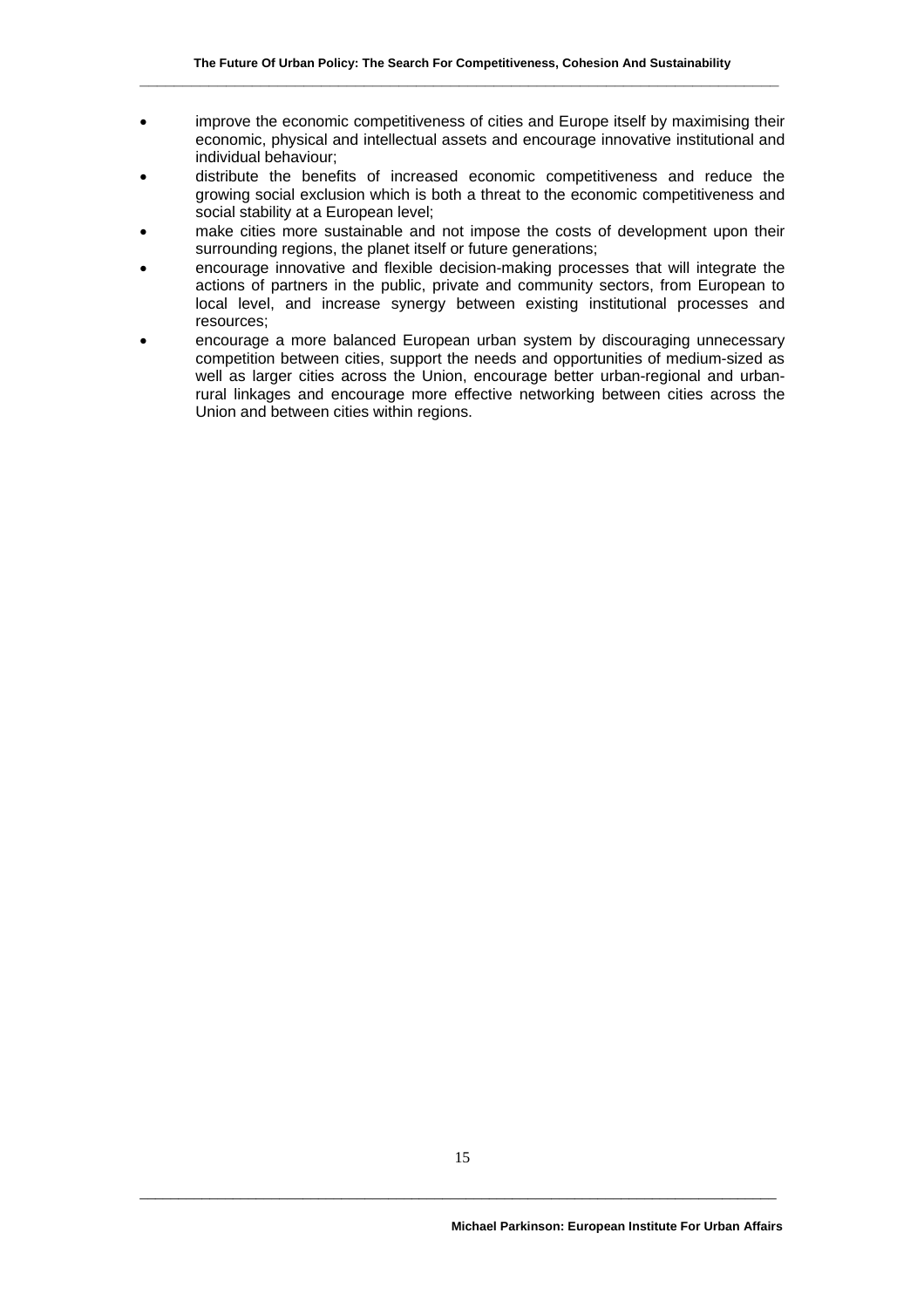- improve the economic competitiveness of cities and Europe itself by maximising their economic, physical and intellectual assets and encourage innovative institutional and individual behaviour;
- distribute the benefits of increased economic competitiveness and reduce the growing social exclusion which is both a threat to the economic competitiveness and social stability at a European level;
- make cities more sustainable and not impose the costs of development upon their surrounding regions, the planet itself or future generations;
- encourage innovative and flexible decision-making processes that will integrate the actions of partners in the public, private and community sectors, from European to local level, and increase synergy between existing institutional processes and resources;
- encourage a more balanced European urban system by discouraging unnecessary competition between cities, support the needs and opportunities of medium-sized as well as larger cities across the Union, encourage better urban-regional and urban-rural linkages and encourage more effective networking between cities across the Union and between cities within regions.